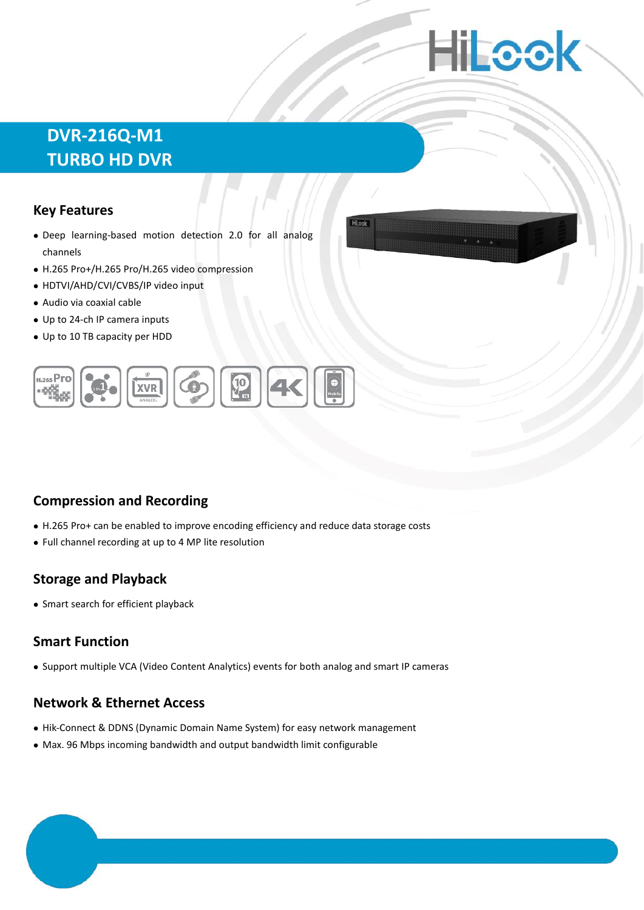# DVR-216Q-M1
# TURBO HD DVR

## Key Features

- Deep learning-based motion detection 2.0 for all analog channels
- H.265 Pro+/H.265 Pro/H.265 video compression
- HDTVI/AHD/CVI/CVBS/IP video input
- Audio via coaxial cable
- Up to 24-ch IP camera inputs
- Up to 10 TB capacity per HDD

## Compression and Recording

- H.265 Pro+ can be enabled to improve encoding efficiency and reduce data storage costs
- Full channel recording at up to 4 MP lite resolution

## Storage and Playback

- Smart search for efficient playback

## Smart Function

- Support multiple VCA (Video Content Analytics) events for both analog and smart IP cameras

## Network & Ethernet Access

- Hik-Connect & DDNS (Dynamic Domain Name System) for easy network management
- Max. 96 Mbps incoming bandwidth and output bandwidth limit configurable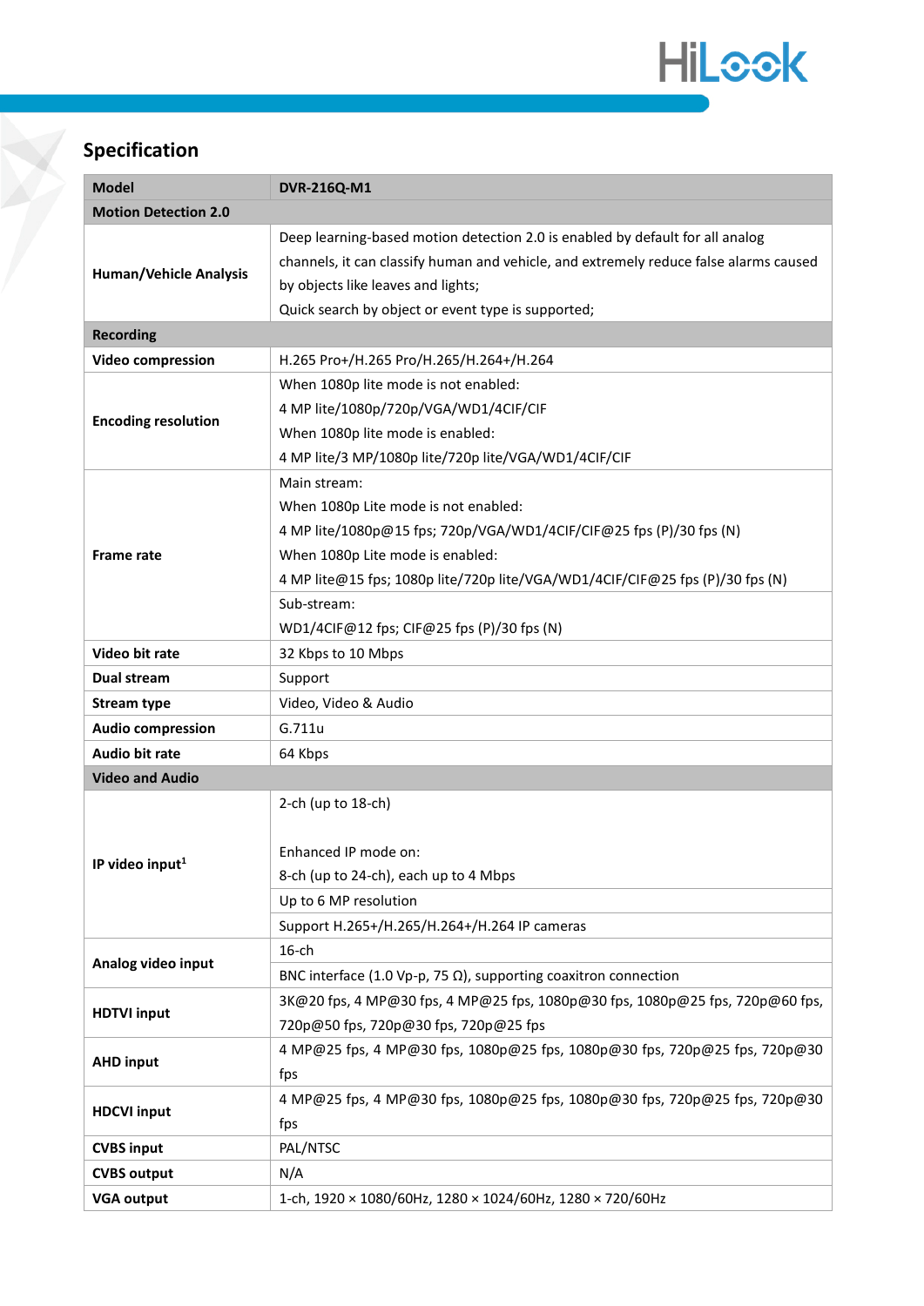## Specification

| Model | DVR-216Q-M1 |
|---|---|
| **Motion Detection 2.0** | |
| **Human/Vehicle Analysis** | Deep learning-based motion detection 2.0 is enabled by default for all analog channels, it can classify human and vehicle, and extremely reduce false alarms caused by objects like leaves and lights;<br>Quick search by object or event type is supported; |
| **Recording** | |
| **Video compression** | H.265 Pro+/H.265 Pro/H.265/H.264+/H.264 |
| **Encoding resolution** | When 1080p lite mode is not enabled:<br>4 MP lite/1080p/720p/VGA/WD1/4CIF/CIF<br>When 1080p lite mode is enabled:<br>4 MP lite/3 MP/1080p lite/720p lite/VGA/WD1/4CIF/CIF |
| **Frame rate** | Main stream:<br>When 1080p Lite mode is not enabled:<br>4 MP lite/1080p@15 fps; 720p/VGA/WD1/4CIF/CIF@25 fps (P)/30 fps (N)<br>When 1080p Lite mode is enabled:<br>4 MP lite@15 fps; 1080p lite/720p lite/VGA/WD1/4CIF/CIF@25 fps (P)/30 fps (N) |
| | Sub-stream:<br>WD1/4CIF@12 fps; CIF@25 fps (P)/30 fps (N) |
| **Video bit rate** | 32 Kbps to 10 Mbps |
| **Dual stream** | Support |
| **Stream type** | Video, Video & Audio |
| **Audio compression** | G.711u |
| **Audio bit rate** | 64 Kbps |
| **Video and Audio** | |
| **IP video input[1]** | 2-ch (up to 18-ch)<br><br>Enhanced IP mode on:<br>8-ch (up to 24-ch), each up to 4 Mbps |
| | Up to 6 MP resolution |
| | Support H.265+/H.265/H.264+/H.264 IP cameras |
| **Analog video input** | 16-ch |
| | BNC interface (1.0 Vp-p, 75 Ω), supporting coaxitron connection |
| **HDTVI input** | 3K@20 fps, 4 MP@30 fps, 4 MP@25 fps, 1080p@30 fps, 1080p@25 fps, 720p@60 fps, 720p@50 fps, 720p@30 fps, 720p@25 fps |
| **AHD input** | 4 MP@25 fps, 4 MP@30 fps, 1080p@25 fps, 1080p@30 fps, 720p@25 fps, 720p@30 fps |
| **HDCVI input** | 4 MP@25 fps, 4 MP@30 fps, 1080p@25 fps, 1080p@30 fps, 720p@25 fps, 720p@30 fps |
| **CVBS input** | PAL/NTSC |
| **CVBS output** | N/A |
| **VGA output** | 1-ch, 1920 × 1080/60Hz, 1280 × 1024/60Hz, 1280 × 720/60Hz |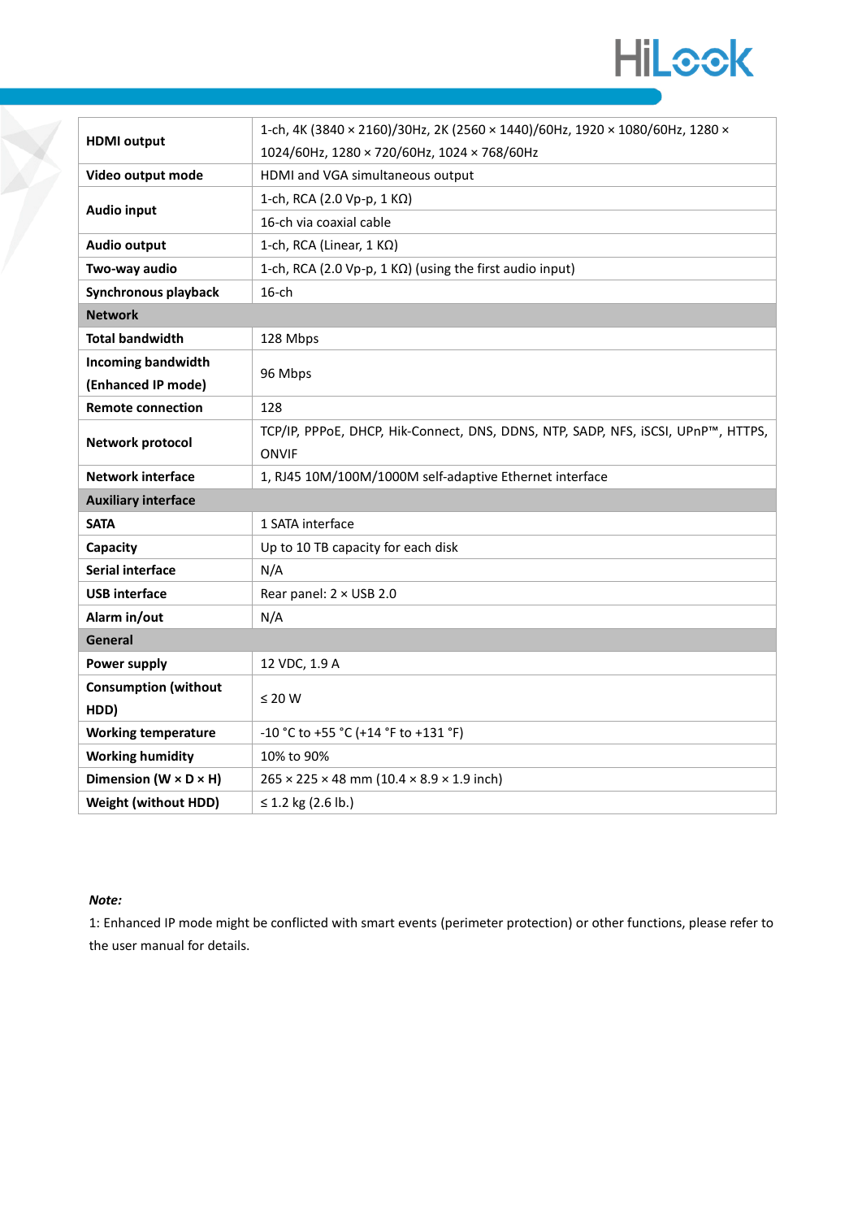| | |
|---|---|
| **HDMI output** | 1-ch, 4K (3840 × 2160)/30Hz, 2K (2560 × 1440)/60Hz, 1920 × 1080/60Hz, 1280 × 1024/60Hz, 1280 × 720/60Hz, 1024 × 768/60Hz |
| **Video output mode** | HDMI and VGA simultaneous output |
| **Audio input** | 1-ch, RCA (2.0 Vp-p, 1 KΩ) |
| | 16-ch via coaxial cable |
| **Audio output** | 1-ch, RCA (Linear, 1 KΩ) |
| **Two-way audio** | 1-ch, RCA (2.0 Vp-p, 1 KΩ) (using the first audio input) |
| **Synchronous playback** | 16-ch |
| **Network** | |
| **Total bandwidth** | 128 Mbps |
| **Incoming bandwidth (Enhanced IP mode)** | 96 Mbps |
| **Remote connection** | 128 |
| **Network protocol** | TCP/IP, PPPoE, DHCP, Hik-Connect, DNS, DDNS, NTP, SADP, NFS, iSCSI, UPnP™, HTTPS, ONVIF |
| **Network interface** | 1, RJ45 10M/100M/1000M self-adaptive Ethernet interface |
| **Auxiliary interface** | |
| **SATA** | 1 SATA interface |
| **Capacity** | Up to 10 TB capacity for each disk |
| **Serial interface** | N/A |
| **USB interface** | Rear panel: 2 × USB 2.0 |
| **Alarm in/out** | N/A |
| **General** | |
| **Power supply** | 12 VDC, 1.9 A |
| **Consumption (without HDD)** | ≤ 20 W |
| **Working temperature** | -10 °C to +55 °C (+14 °F to +131 °F) |
| **Working humidity** | 10% to 90% |
| **Dimension (W × D × H)** | 265 × 225 × 48 mm (10.4 × 8.9 × 1.9 inch) |
| **Weight (without HDD)** | ≤ 1.2 kg (2.6 lb.) |

***Note:***

1: Enhanced IP mode might be conflicted with smart events (perimeter protection) or other functions, please refer to the user manual for details.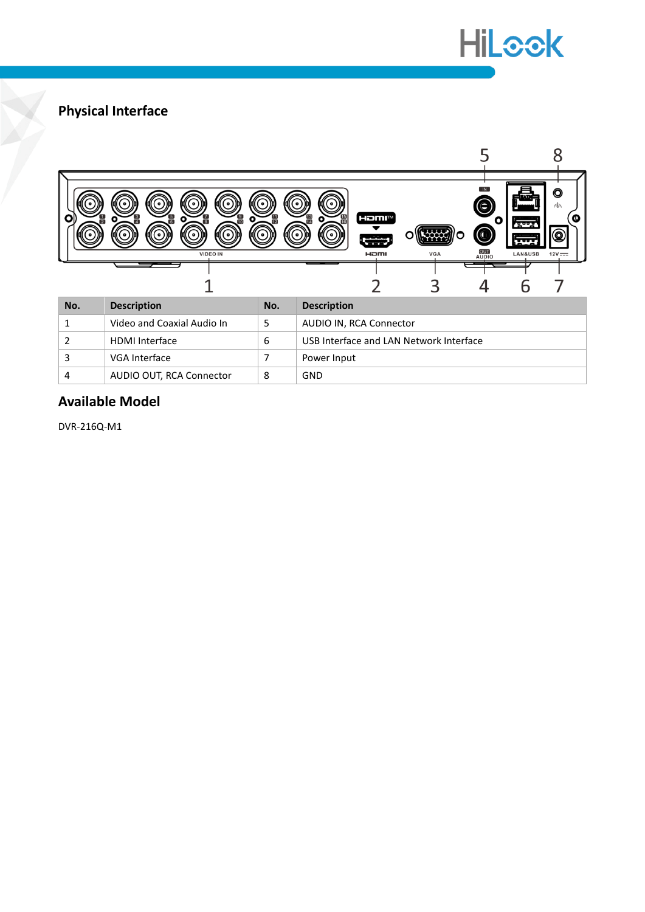## Physical Interface

| No. | Description | No. | Description |
|---|---|---|---|
| 1 | Video and Coaxial Audio In | 5 | AUDIO IN, RCA Connector |
| 2 | HDMI Interface | 6 | USB Interface and LAN Network Interface |
| 3 | VGA Interface | 7 | Power Input |
| 4 | AUDIO OUT, RCA Connector | 8 | GND |

## Available Model

DVR-216Q-M1